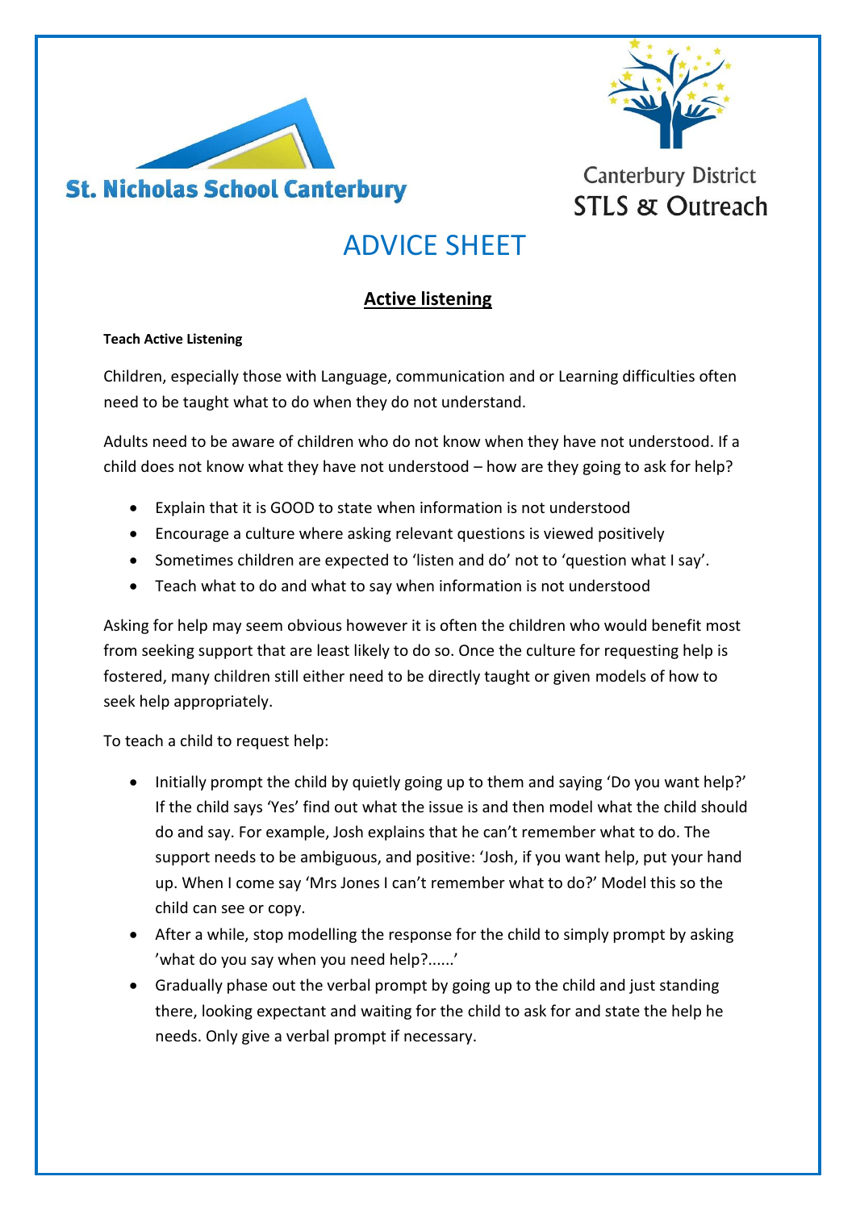St. Nicholas School Canterbury

Canterbury District
STLS & Outreach

# ADVICE SHEET

## Active listening

**Teach Active Listening**

Children, especially those with Language, communication and or Learning difficulties often need to be taught what to do when they do not understand.

Adults need to be aware of children who do not know when they have not understood. If a child does not know what they have not understood – how are they going to ask for help?

- Explain that it is GOOD to state when information is not understood
- Encourage a culture where asking relevant questions is viewed positively
- Sometimes children are expected to 'listen and do' not to 'question what I say'.
- Teach what to do and what to say when information is not understood

Asking for help may seem obvious however it is often the children who would benefit most from seeking support that are least likely to do so. Once the culture for requesting help is fostered, many children still either need to be directly taught or given models of how to seek help appropriately.

To teach a child to request help:

- Initially prompt the child by quietly going up to them and saying 'Do you want help?' If the child says 'Yes' find out what the issue is and then model what the child should do and say. For example, Josh explains that he can't remember what to do. The support needs to be ambiguous, and positive: 'Josh, if you want help, put your hand up. When I come say 'Mrs Jones I can't remember what to do?' Model this so the child can see or copy.
- After a while, stop modelling the response for the child to simply prompt by asking 'what do you say when you need help?......'
- Gradually phase out the verbal prompt by going up to the child and just standing there, looking expectant and waiting for the child to ask for and state the help he needs. Only give a verbal prompt if necessary.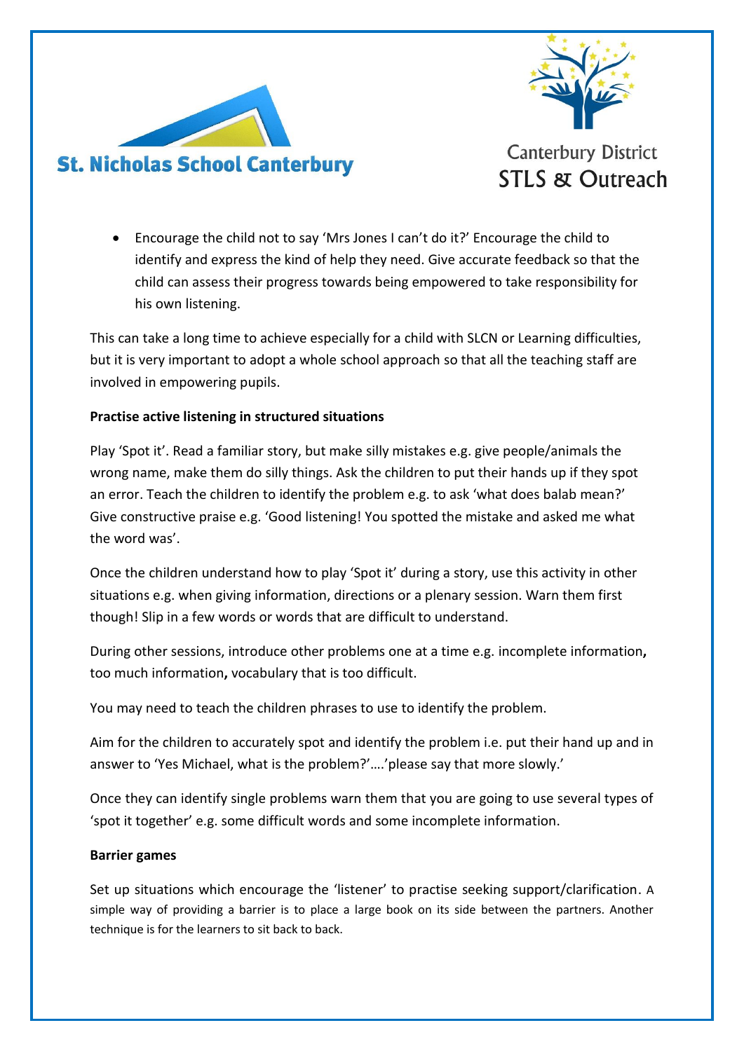- Encourage the child not to say 'Mrs Jones I can't do it?' Encourage the child to identify and express the kind of help they need. Give accurate feedback so that the child can assess their progress towards being empowered to take responsibility for his own listening.

This can take a long time to achieve especially for a child with SLCN or Learning difficulties, but it is very important to adopt a whole school approach so that all the teaching staff are involved in empowering pupils.

**Practise active listening in structured situations**

Play 'Spot it'. Read a familiar story, but make silly mistakes e.g. give people/animals the wrong name, make them do silly things. Ask the children to put their hands up if they spot an error. Teach the children to identify the problem e.g. to ask 'what does balab mean?' Give constructive praise e.g. 'Good listening! You spotted the mistake and asked me what the word was'.

Once the children understand how to play 'Spot it' during a story, use this activity in other situations e.g. when giving information, directions or a plenary session. Warn them first though! Slip in a few words or words that are difficult to understand.

During other sessions, introduce other problems one at a time e.g. incomplete information**,** too much information**,** vocabulary that is too difficult.

You may need to teach the children phrases to use to identify the problem.

Aim for the children to accurately spot and identify the problem i.e. put their hand up and in answer to 'Yes Michael, what is the problem?'….'please say that more slowly.'

Once they can identify single problems warn them that you are going to use several types of 'spot it together' e.g. some difficult words and some incomplete information.

**Barrier games**

Set up situations which encourage the 'listener' to practise seeking support/clarification. A simple way of providing a barrier is to place a large book on its side between the partners. Another technique is for the learners to sit back to back.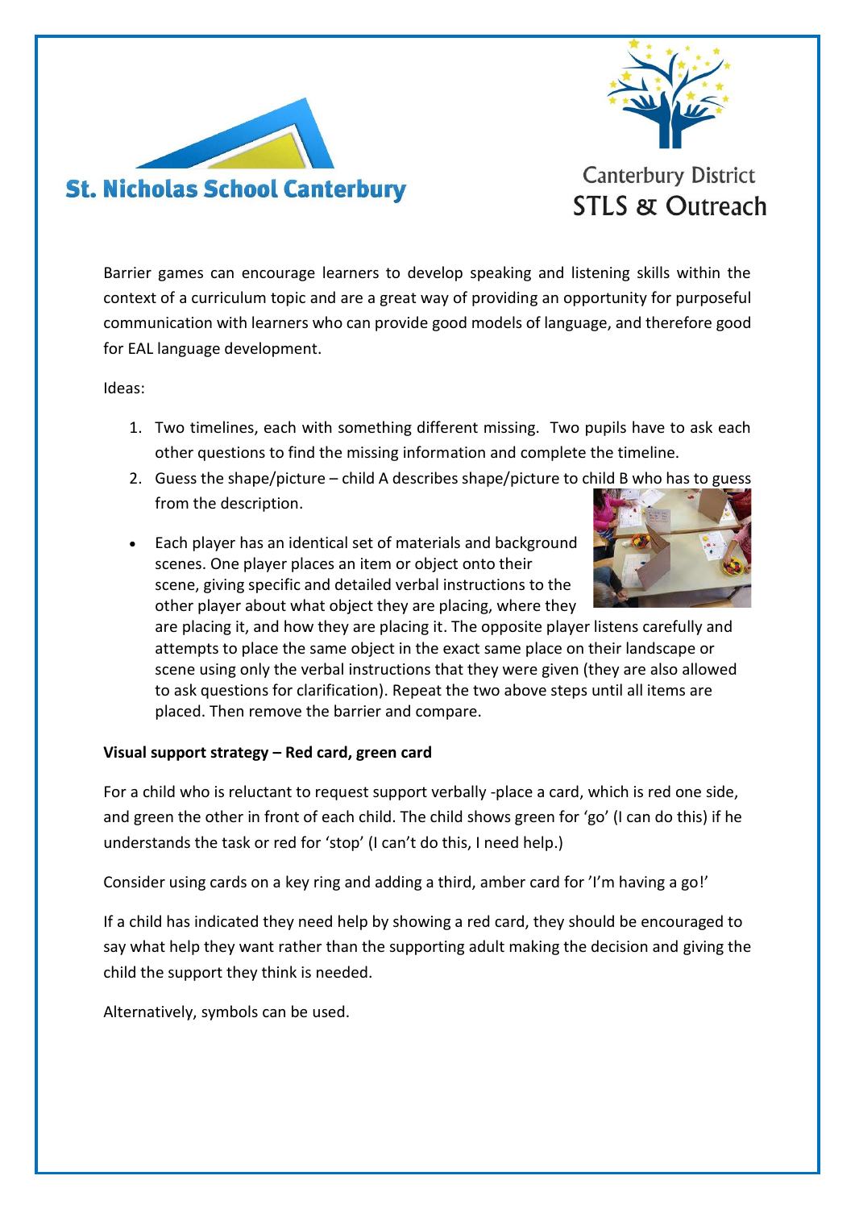St. Nicholas School Canterbury

Canterbury District STLS & Outreach

Barrier games can encourage learners to develop speaking and listening skills within the context of a curriculum topic and are a great way of providing an opportunity for purposeful communication with learners who can provide good models of language, and therefore good for EAL language development.

Ideas:

1. Two timelines, each with something different missing. Two pupils have to ask each other questions to find the missing information and complete the timeline.
2. Guess the shape/picture – child A describes shape/picture to child B who has to guess from the description.

- Each player has an identical set of materials and background scenes. One player places an item or object onto their scene, giving specific and detailed verbal instructions to the other player about what object they are placing, where they are placing it, and how they are placing it. The opposite player listens carefully and attempts to place the same object in the exact same place on their landscape or scene using only the verbal instructions that they were given (they are also allowed to ask questions for clarification). Repeat the two above steps until all items are placed. Then remove the barrier and compare.

**Visual support strategy – Red card, green card**

For a child who is reluctant to request support verbally -place a card, which is red one side, and green the other in front of each child. The child shows green for 'go' (I can do this) if he understands the task or red for 'stop' (I can't do this, I need help.)

Consider using cards on a key ring and adding a third, amber card for 'I'm having a go!'

If a child has indicated they need help by showing a red card, they should be encouraged to say what help they want rather than the supporting adult making the decision and giving the child the support they think is needed.

Alternatively, symbols can be used.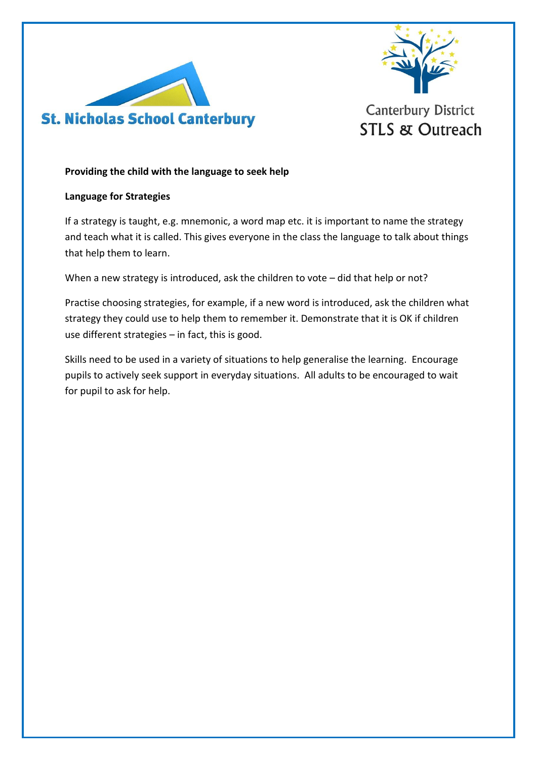St. Nicholas School Canterbury

Canterbury District
STLS & Outreach

**Providing the child with the language to seek help**

**Language for Strategies**

If a strategy is taught, e.g. mnemonic, a word map etc. it is important to name the strategy and teach what it is called. This gives everyone in the class the language to talk about things that help them to learn.

When a new strategy is introduced, ask the children to vote – did that help or not?

Practise choosing strategies, for example, if a new word is introduced, ask the children what strategy they could use to help them to remember it. Demonstrate that it is OK if children use different strategies – in fact, this is good.

Skills need to be used in a variety of situations to help generalise the learning. Encourage pupils to actively seek support in everyday situations. All adults to be encouraged to wait for pupil to ask for help.